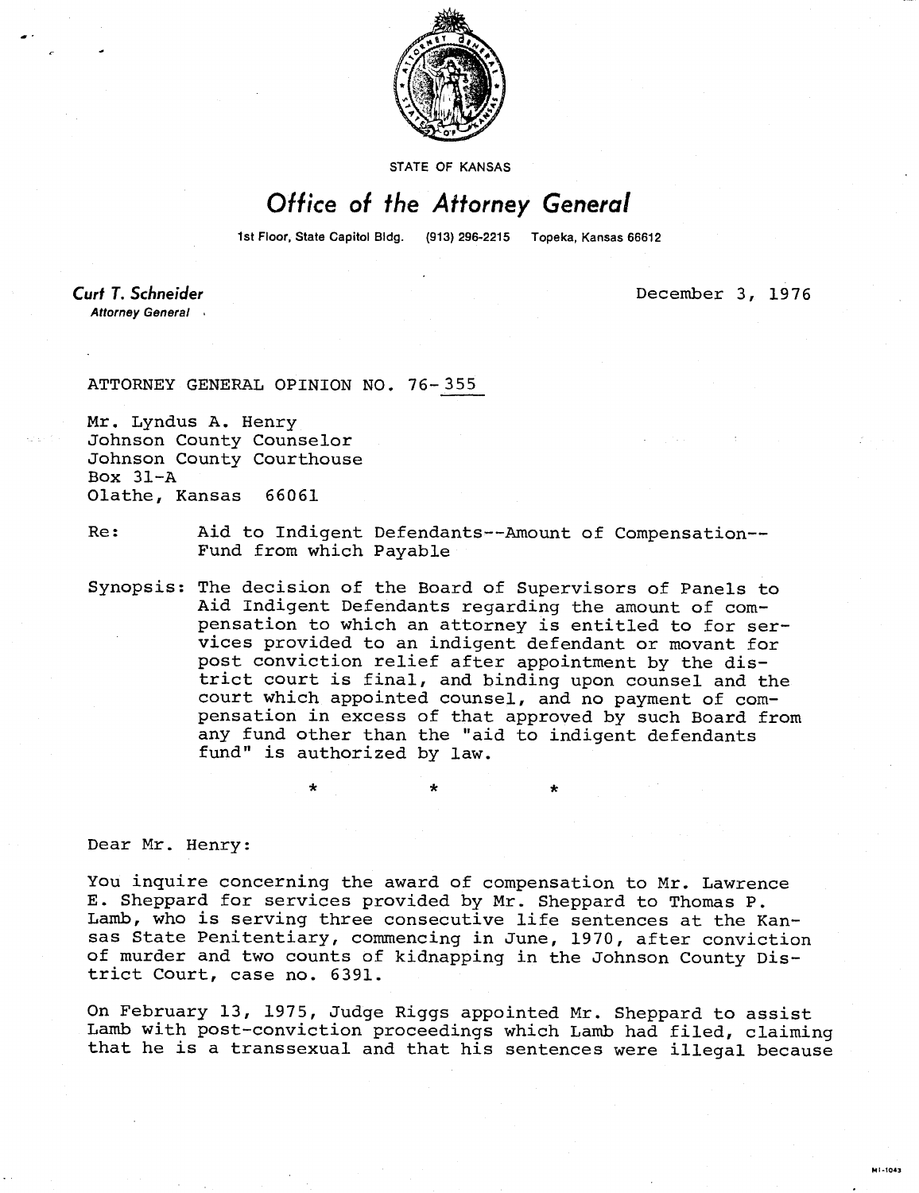STATE OF KANSAS

# *Office of the Attorney General*

1st Floor, State Capitol Bldg. (913) 296-2215 Topeka, Kansas 66612

**Curt T. Schneider**
*Attorney General*

December 3, 1976

ATTORNEY GENERAL OPINION NO. 76-355

Mr. Lyndus A. Henry
Johnson County Counselor
Johnson County Courthouse
Box 31-A
Olathe, Kansas 66061

Re: Aid to Indigent Defendants--Amount of Compensation--Fund from which Payable

Synopsis: The decision of the Board of Supervisors of Panels to Aid Indigent Defendants regarding the amount of compensation to which an attorney is entitled to for services provided to an indigent defendant or movant for post conviction relief after appointment by the district court is final, and binding upon counsel and the court which appointed counsel, and no payment of compensation in excess of that approved by such Board from any fund other than the "aid to indigent defendants fund" is authorized by law.

\* \* \*

Dear Mr. Henry:

You inquire concerning the award of compensation to Mr. Lawrence E. Sheppard for services provided by Mr. Sheppard to Thomas P. Lamb, who is serving three consecutive life sentences at the Kansas State Penitentiary, commencing in June, 1970, after conviction of murder and two counts of kidnapping in the Johnson County District Court, case no. 6391.

On February 13, 1975, Judge Riggs appointed Mr. Sheppard to assist Lamb with post-conviction proceedings which Lamb had filed, claiming that he is a transsexual and that his sentences were illegal because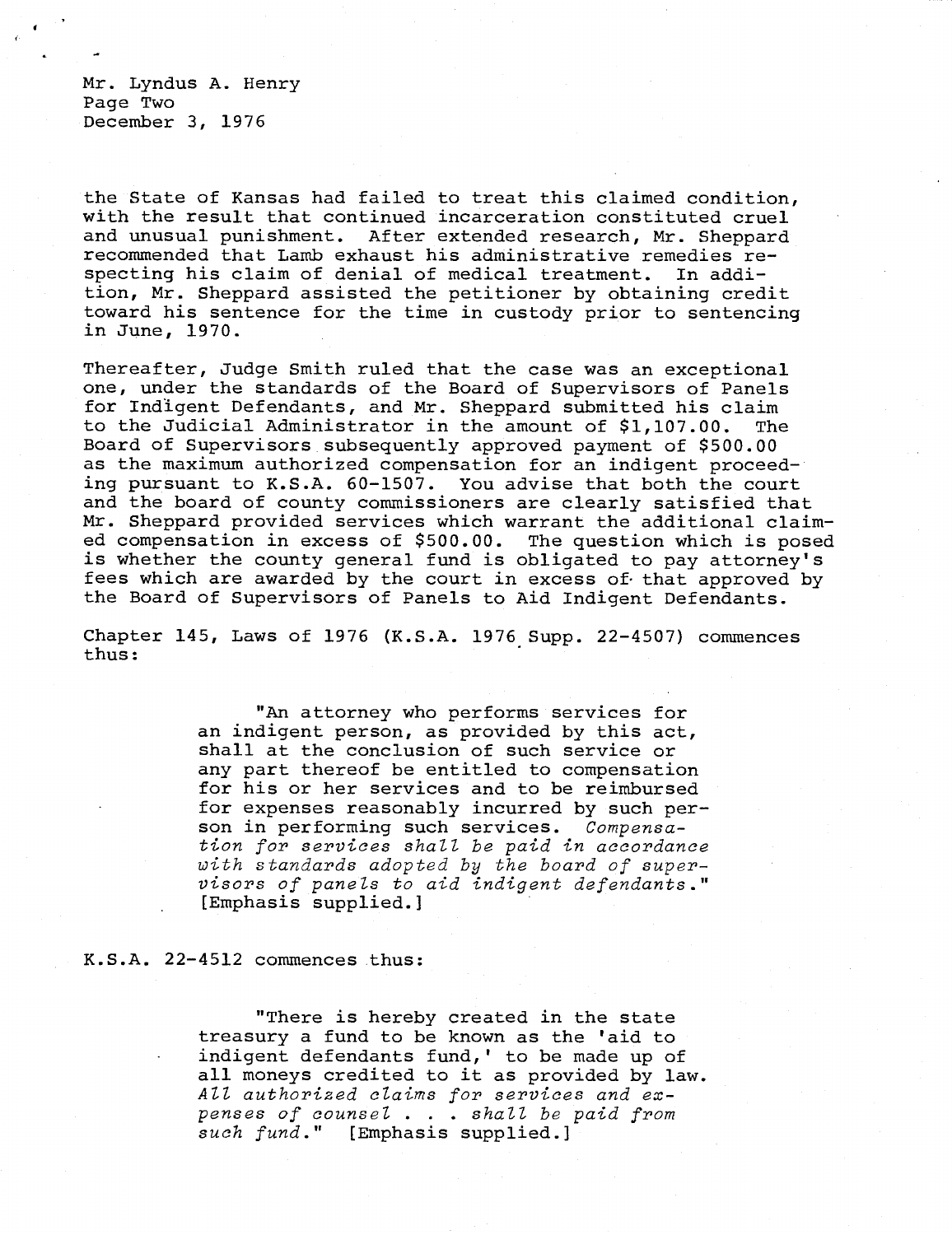the State of Kansas had failed to treat this claimed condition, with the result that continued incarceration constituted cruel and unusual punishment. After extended research, Mr. Sheppard recommended that Lamb exhaust his administrative remedies respecting his claim of denial of medical treatment. In addition, Mr. Sheppard assisted the petitioner by obtaining credit toward his sentence for the time in custody prior to sentencing in June, 1970.

Thereafter, Judge Smith ruled that the case was an exceptional one, under the standards of the Board of Supervisors of Panels for Indigent Defendants, and Mr. Sheppard submitted his claim to the Judicial Administrator in the amount of $1,107.00. The Board of Supervisors subsequently approved payment of $500.00 as the maximum authorized compensation for an indigent proceeding pursuant to K.S.A. 60-1507. You advise that both the court and the board of county commissioners are clearly satisfied that Mr. Sheppard provided services which warrant the additional claimed compensation in excess of $500.00. The question which is posed is whether the county general fund is obligated to pay attorney's fees which are awarded by the court in excess of that approved by the Board of Supervisors of Panels to Aid Indigent Defendants.

Chapter 145, Laws of 1976 (K.S.A. 1976 Supp. 22-4507) commences thus:

> "An attorney who performs services for an indigent person, as provided by this act, shall at the conclusion of such service or any part thereof be entitled to compensation for his or her services and to be reimbursed for expenses reasonably incurred by such person in performing such services. *Compensation for services shall be paid in accordance with standards adopted by the board of supervisors of panels to aid indigent defendants.*" [Emphasis supplied.]

K.S.A. 22-4512 commences thus:

> "There is hereby created in the state treasury a fund to be known as the 'aid to indigent defendants fund,' to be made up of all moneys credited to it as provided by law. *All authorized claims for services and expenses of counsel . . . shall be paid from such fund.*" [Emphasis supplied.]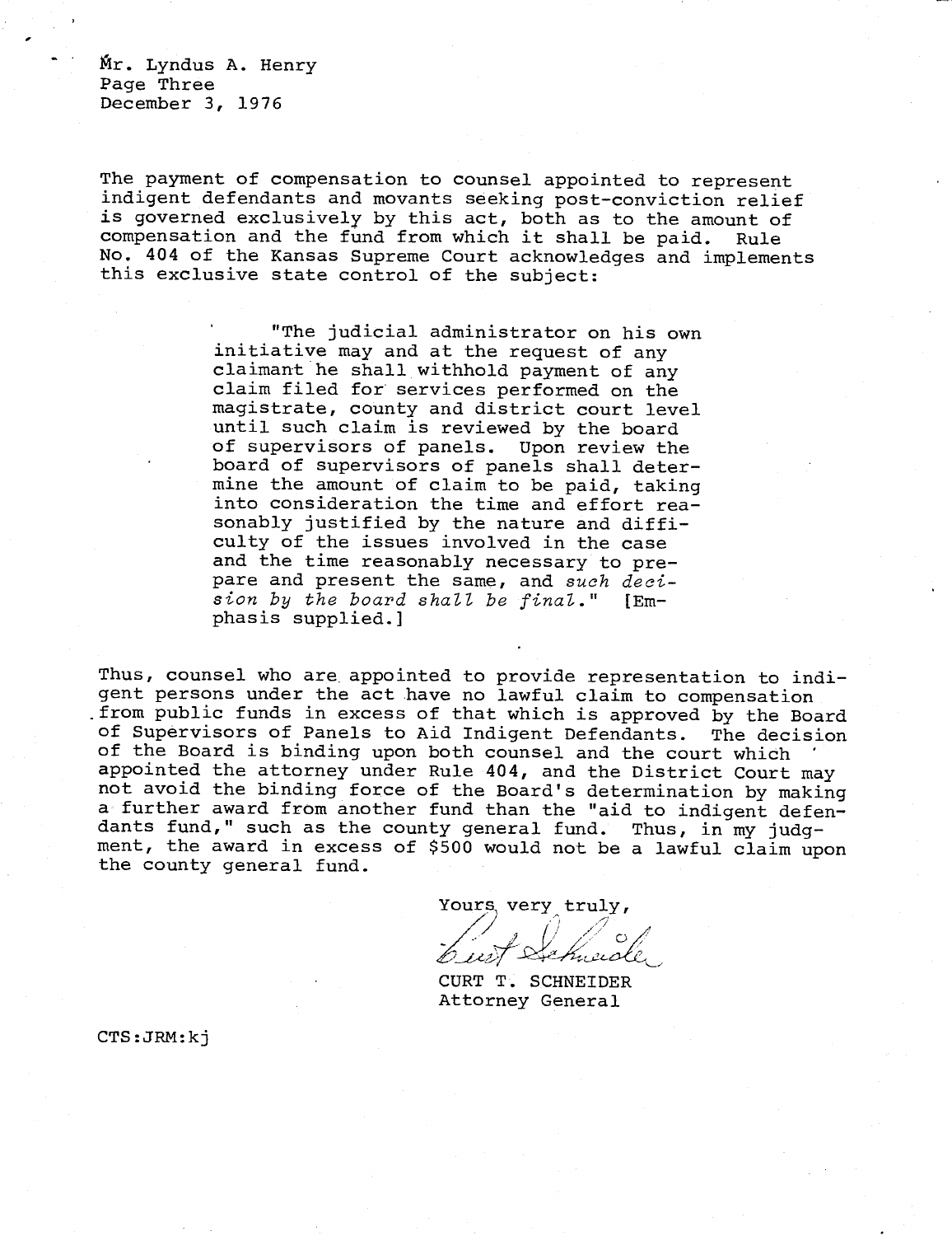Mr. Lyndus A. Henry
Page Three
December 3, 1976

The payment of compensation to counsel appointed to represent indigent defendants and movants seeking post-conviction relief is governed exclusively by this act, both as to the amount of compensation and the fund from which it shall be paid. Rule No. 404 of the Kansas Supreme Court acknowledges and implements this exclusive state control of the subject:

> "The judicial administrator on his own initiative may and at the request of any claimant he shall withhold payment of any claim filed for services performed on the magistrate, county and district court level until such claim is reviewed by the board of supervisors of panels. Upon review the board of supervisors of panels shall determine the amount of claim to be paid, taking into consideration the time and effort reasonably justified by the nature and difficulty of the issues involved in the case and the time reasonably necessary to prepare and present the same, and *such decision by the board shall be final.*" [Emphasis supplied.]

Thus, counsel who are appointed to provide representation to indigent persons under the act have no lawful claim to compensation from public funds in excess of that which is approved by the Board of Supervisors of Panels to Aid Indigent Defendants. The decision of the Board is binding upon both counsel and the court which appointed the attorney under Rule 404, and the District Court may not avoid the binding force of the Board's determination by making a further award from another fund than the "aid to indigent defendants fund," such as the county general fund. Thus, in my judgment, the award in excess of $500 would not be a lawful claim upon the county general fund.

Yours very truly,

CURT T. SCHNEIDER
Attorney General

CTS:JRM:kj